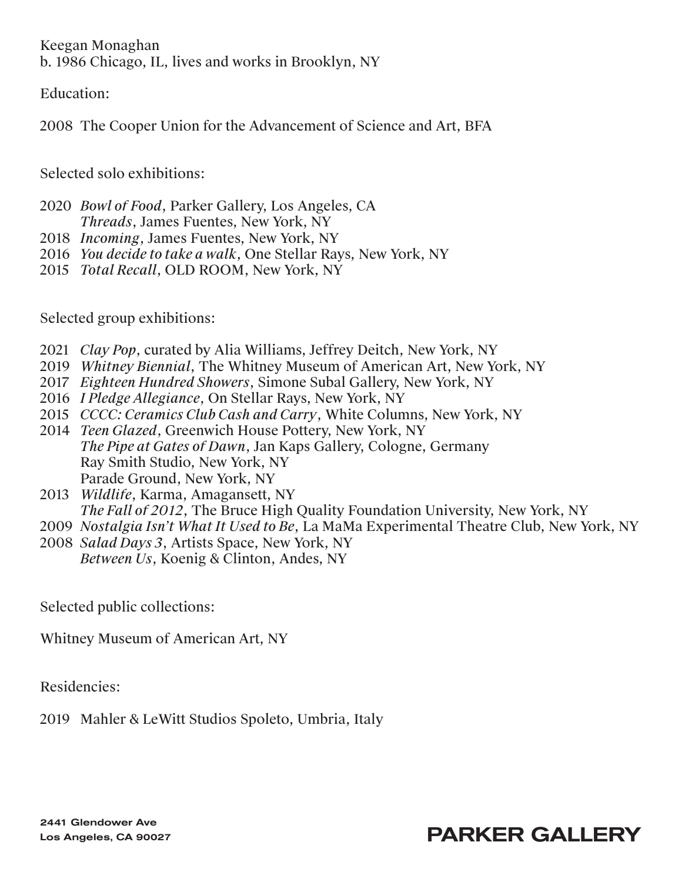Keegan Monaghan
b. 1986 Chicago, IL, lives and works in Brooklyn, NY

Education:

2008 The Cooper Union for the Advancement of Science and Art, BFA

Selected solo exhibitions:

2020 *Bowl of Food*, Parker Gallery, Los Angeles, CA
*Threads*, James Fuentes, New York, NY
2018 *Incoming*, James Fuentes, New York, NY
2016 *You decide to take a walk*, One Stellar Rays, New York, NY
2015 *Total Recall*, OLD ROOM, New York, NY

Selected group exhibitions:

2021 *Clay Pop*, curated by Alia Williams, Jeffrey Deitch, New York, NY
2019 *Whitney Biennial*, The Whitney Museum of American Art, New York, NY
2017 *Eighteen Hundred Showers*, Simone Subal Gallery, New York, NY
2016 *I Pledge Allegiance*, On Stellar Rays, New York, NY
2015 *CCCC: Ceramics Club Cash and Carry*, White Columns, New York, NY
2014 *Teen Glazed*, Greenwich House Pottery, New York, NY
*The Pipe at Gates of Dawn*, Jan Kaps Gallery, Cologne, Germany
Ray Smith Studio, New York, NY
Parade Ground, New York, NY
2013 *Wildlife*, Karma, Amagansett, NY
*The Fall of 2012*, The Bruce High Quality Foundation University, New York, NY
2009 *Nostalgia Isn't What It Used to Be*, La MaMa Experimental Theatre Club, New York, NY
2008 *Salad Days 3*, Artists Space, New York, NY
*Between Us*, Koenig & Clinton, Andes, NY

Selected public collections:

Whitney Museum of American Art, NY

Residencies:

2019 Mahler & LeWitt Studios Spoleto, Umbria, Italy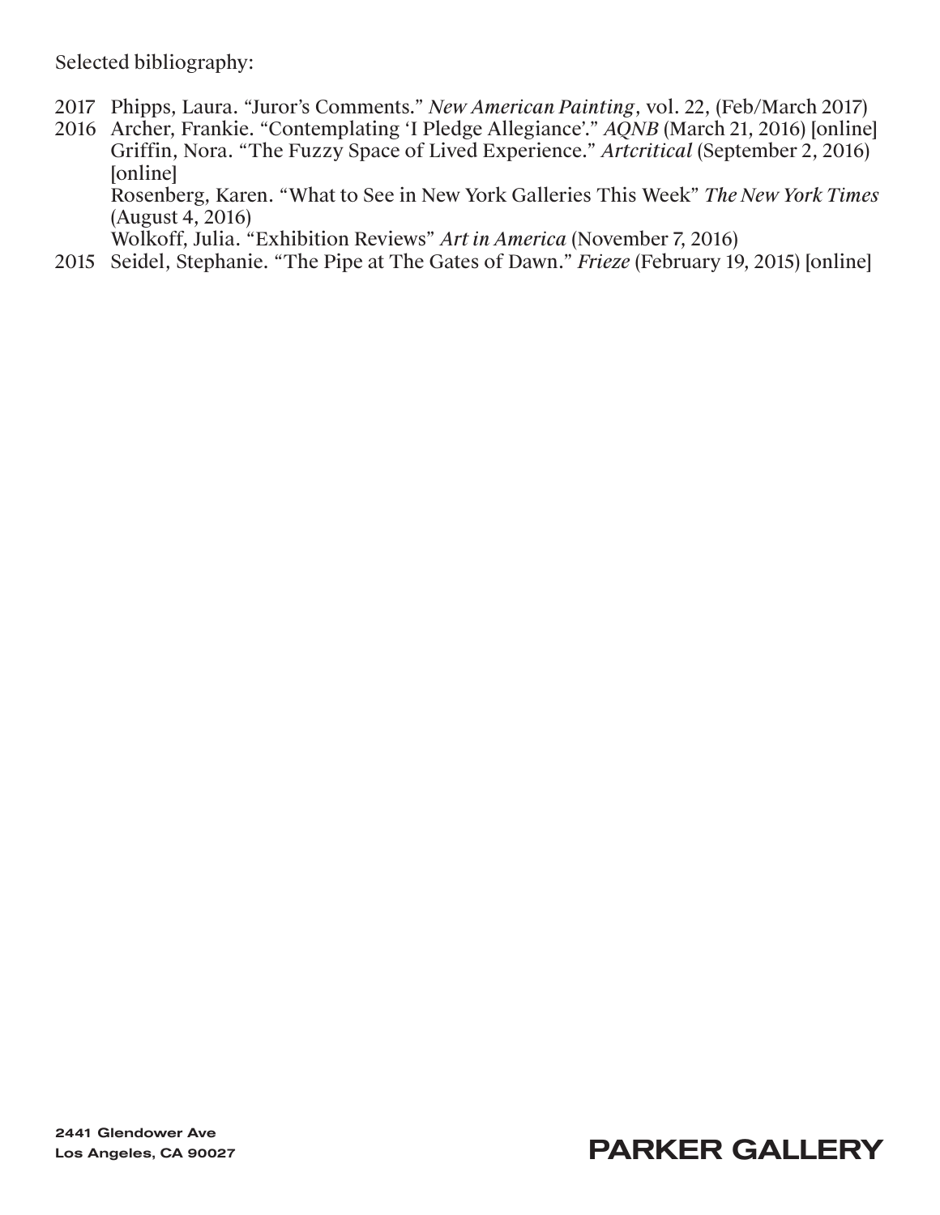Selected bibliography:

2017 Phipps, Laura. "Juror's Comments." *New American Painting*, vol. 22, (Feb/March 2017)

2016 Archer, Frankie. "Contemplating 'I Pledge Allegiance'." *AQNB* (March 21, 2016) [online]
Griffin, Nora. "The Fuzzy Space of Lived Experience." *Artcritical* (September 2, 2016) [online]
Rosenberg, Karen. "What to See in New York Galleries This Week" *The New York Times* (August 4, 2016)
Wolkoff, Julia. "Exhibition Reviews" *Art in America* (November 7, 2016)

2015 Seidel, Stephanie. "The Pipe at The Gates of Dawn." *Frieze* (February 19, 2015) [online]

2441 Glendower Ave
Los Angeles, CA 90027

**PARKER GALLERY**